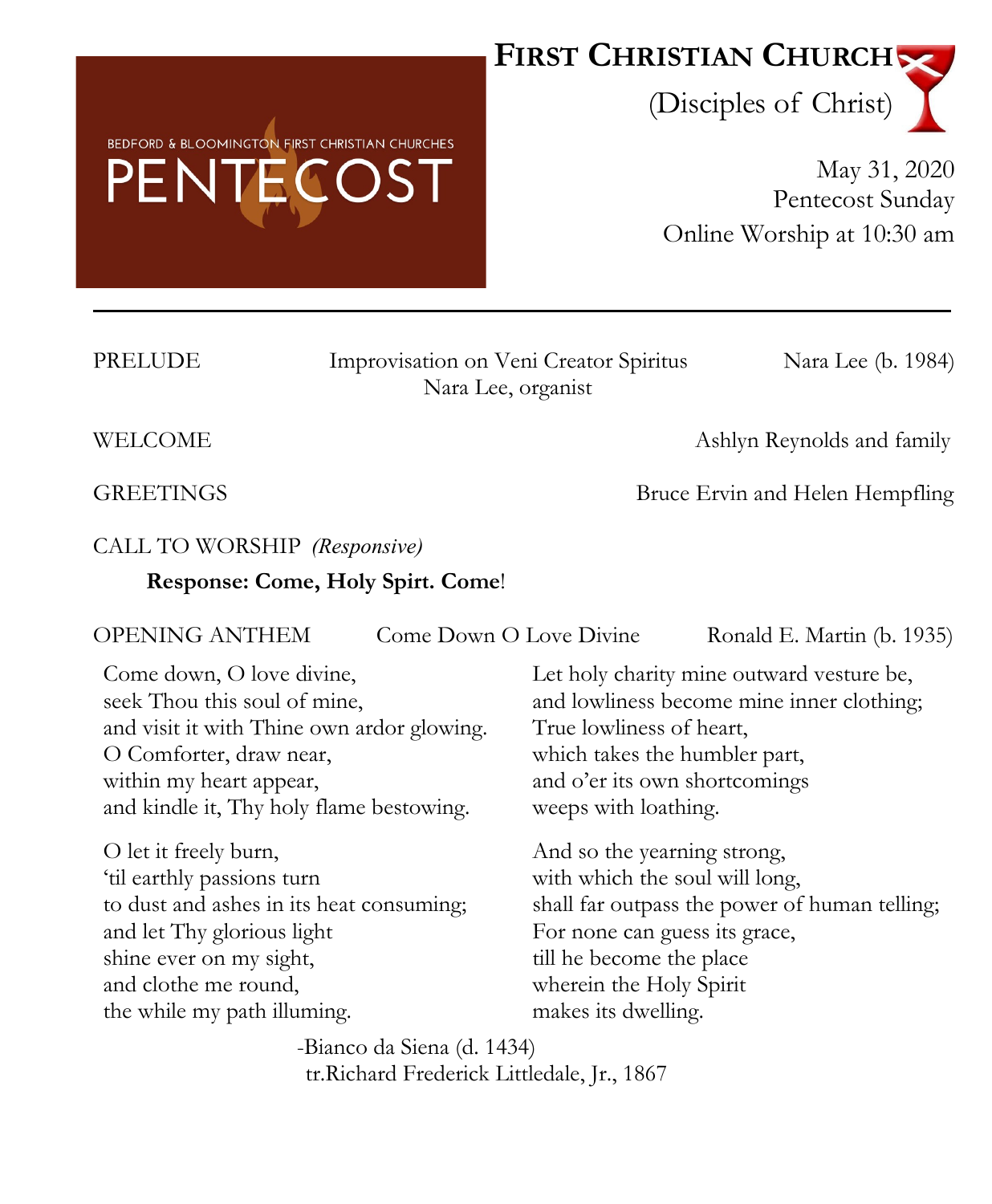BEDFORD & BLOOMINGTON FIRST CHRISTIAN CHURCHES

PENTECOST

# First Christian Church

(Disciples of Christ)

May 31, 2020
Pentecost Sunday
Online Worship at 10:30 am

---

PRELUDE — Improvisation on Veni Creator Spiritus — Nara Lee (b. 1984)
Nara Lee, organist

WELCOME — Ashlyn Reynolds and family

GREETINGS — Bruce Ervin and Helen Hempfling

CALL TO WORSHIP *(Responsive)*

**Response: Come, Holy Spirt. Come**!

OPENING ANTHEM — Come Down O Love Divine — Ronald E. Martin (b. 1935)

Come down, O love divine,
seek Thou this soul of mine,
and visit it with Thine own ardor glowing.
O Comforter, draw near,
within my heart appear,
and kindle it, Thy holy flame bestowing.

O let it freely burn,
'til earthly passions turn
to dust and ashes in its heat consuming;
and let Thy glorious light
shine ever on my sight,
and clothe me round,
the while my path illuming.

Let holy charity mine outward vesture be,
and lowliness become mine inner clothing;
True lowliness of heart,
which takes the humbler part,
and o'er its own shortcomings
weeps with loathing.

And so the yearning strong,
with which the soul will long,
shall far outpass the power of human telling;
For none can guess its grace,
till he become the place
wherein the Holy Spirit
makes its dwelling.

-Bianco da Siena (d. 1434)
tr.Richard Frederick Littledale, Jr., 1867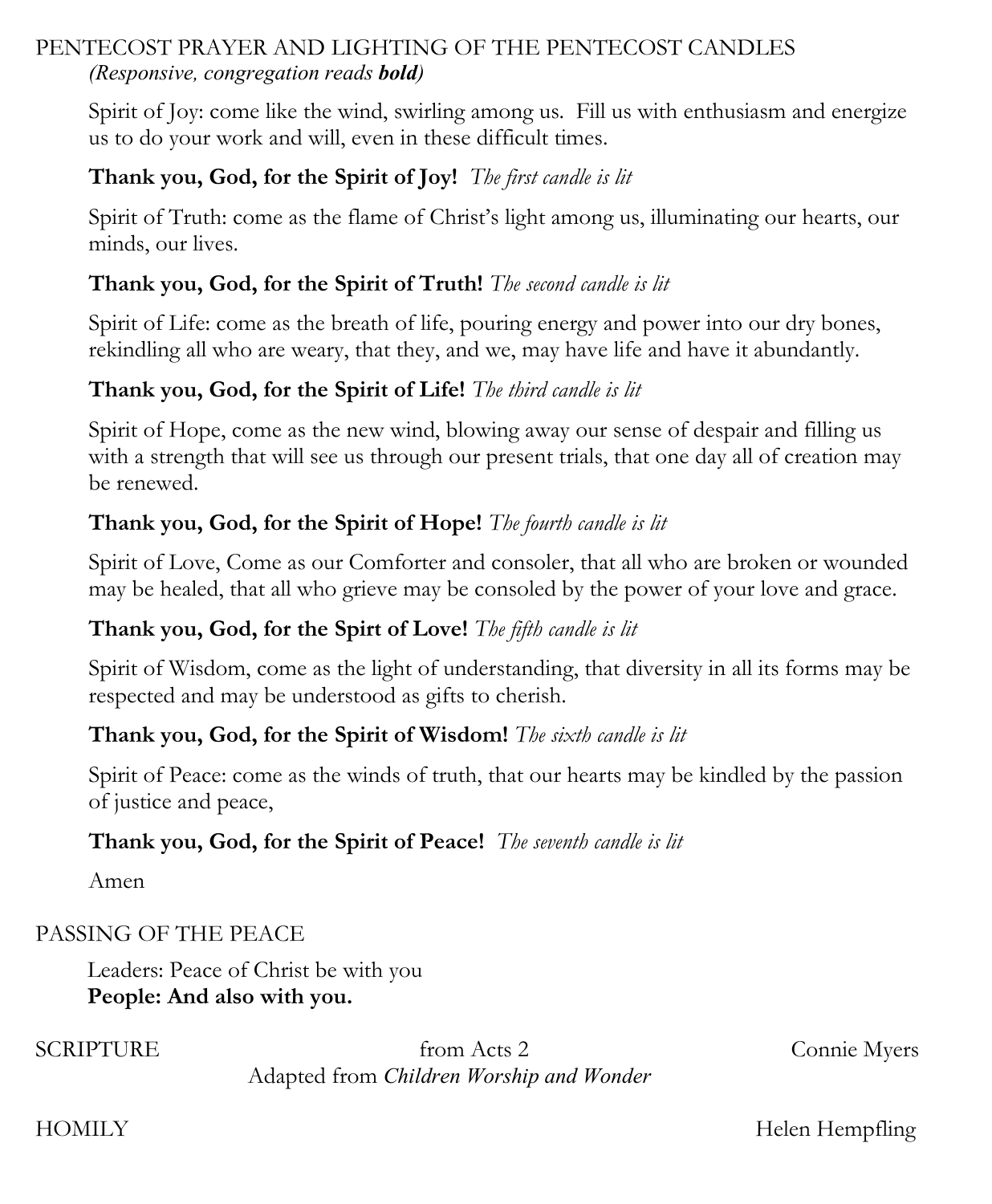## PENTECOST PRAYER AND LIGHTING OF THE PENTECOST CANDLES

*(Responsive, congregation reads **bold**)*

Spirit of Joy: come like the wind, swirling among us. Fill us with enthusiasm and energize us to do your work and will, even in these difficult times.

**Thank you, God, for the Spirit of Joy!** *The first candle is lit*

Spirit of Truth: come as the flame of Christ's light among us, illuminating our hearts, our minds, our lives.

**Thank you, God, for the Spirit of Truth!** *The second candle is lit*

Spirit of Life: come as the breath of life, pouring energy and power into our dry bones, rekindling all who are weary, that they, and we, may have life and have it abundantly.

**Thank you, God, for the Spirit of Life!** *The third candle is lit*

Spirit of Hope, come as the new wind, blowing away our sense of despair and filling us with a strength that will see us through our present trials, that one day all of creation may be renewed.

**Thank you, God, for the Spirit of Hope!** *The fourth candle is lit*

Spirit of Love, Come as our Comforter and consoler, that all who are broken or wounded may be healed, that all who grieve may be consoled by the power of your love and grace.

**Thank you, God, for the Spirt of Love!** *The fifth candle is lit*

Spirit of Wisdom, come as the light of understanding, that diversity in all its forms may be respected and may be understood as gifts to cherish.

**Thank you, God, for the Spirit of Wisdom!** *The sixth candle is lit*

Spirit of Peace: come as the winds of truth, that our hearts may be kindled by the passion of justice and peace,

**Thank you, God, for the Spirit of Peace!** *The seventh candle is lit*

Amen

## PASSING OF THE PEACE

Leaders: Peace of Christ be with you
**People: And also with you.**

SCRIPTURE — from Acts 2 — Connie Myers
Adapted from *Children Worship and Wonder*

HOMILY — Helen Hempfling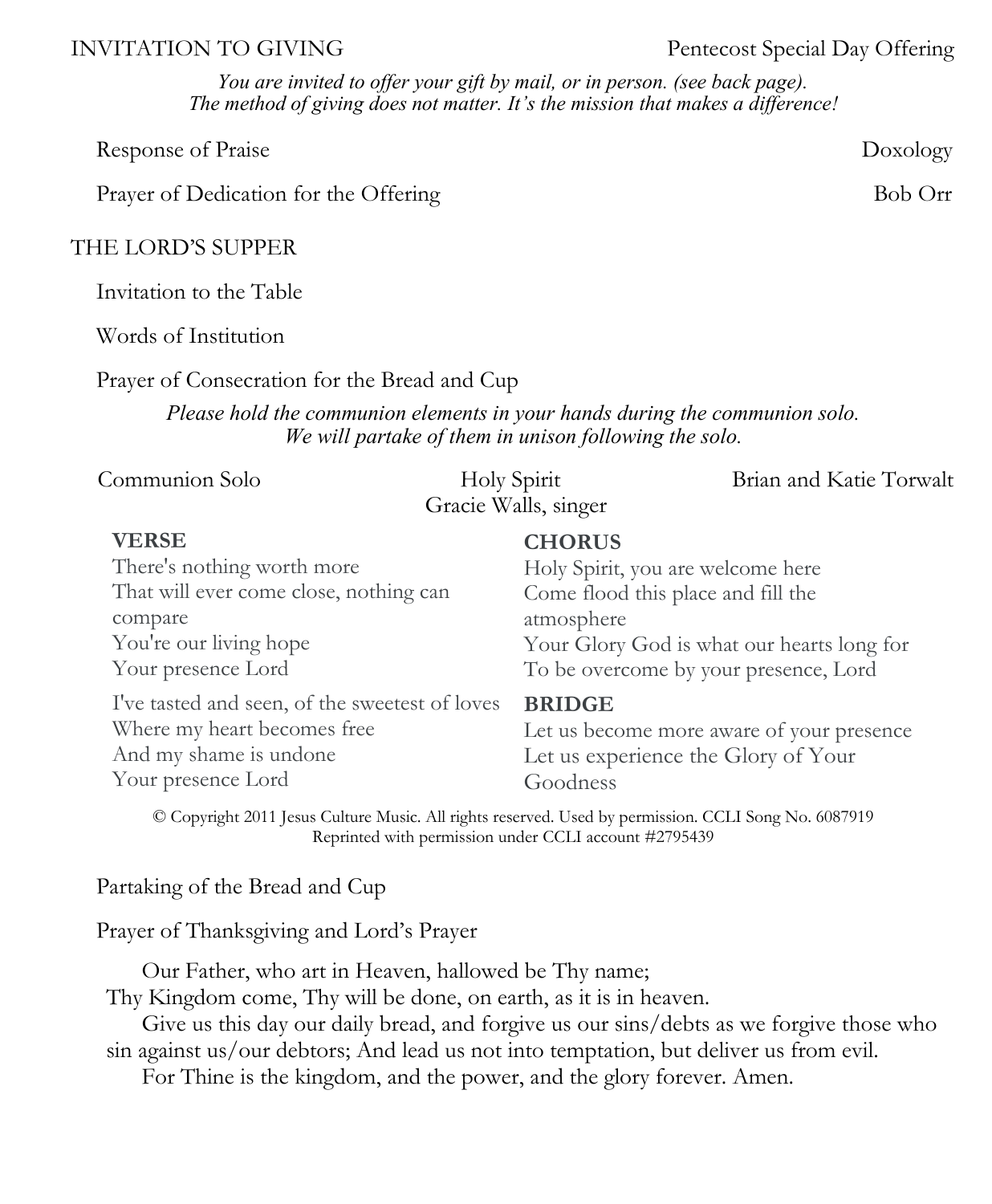INVITATION TO GIVING — Pentecost Special Day Offering

*You are invited to offer your gift by mail, or in person. (see back page).*
*The method of giving does not matter. It's the mission that makes a difference!*

Response of Praise — Doxology

Prayer of Dedication for the Offering — Bob Orr

THE LORD'S SUPPER

Invitation to the Table

Words of Institution

Prayer of Consecration for the Bread and Cup

***Please hold the communion elements in your hands during the communion solo.***
***We will partake of them in unison following the solo.***

Communion Solo — Holy Spirit — Brian and Katie Torwalt
Gracie Walls, singer

**VERSE**
There's nothing worth more
That will ever come close, nothing can compare
You're our living hope
Your presence Lord

I've tasted and seen, of the sweetest of loves
Where my heart becomes free
And my shame is undone
Your presence Lord

**CHORUS**
Holy Spirit, you are welcome here
Come flood this place and fill the atmosphere
Your Glory God is what our hearts long for
To be overcome by your presence, Lord

**BRIDGE**
Let us become more aware of your presence
Let us experience the Glory of Your Goodness

© Copyright 2011 Jesus Culture Music. All rights reserved. Used by permission. CCLI Song No. 6087919
Reprinted with permission under CCLI account #2795439

Partaking of the Bread and Cup

Prayer of Thanksgiving and Lord's Prayer

Our Father, who art in Heaven, hallowed be Thy name;
Thy Kingdom come, Thy will be done, on earth, as it is in heaven.
Give us this day our daily bread, and forgive us our sins/debts as we forgive those who sin against us/our debtors; And lead us not into temptation, but deliver us from evil.
For Thine is the kingdom, and the power, and the glory forever. Amen.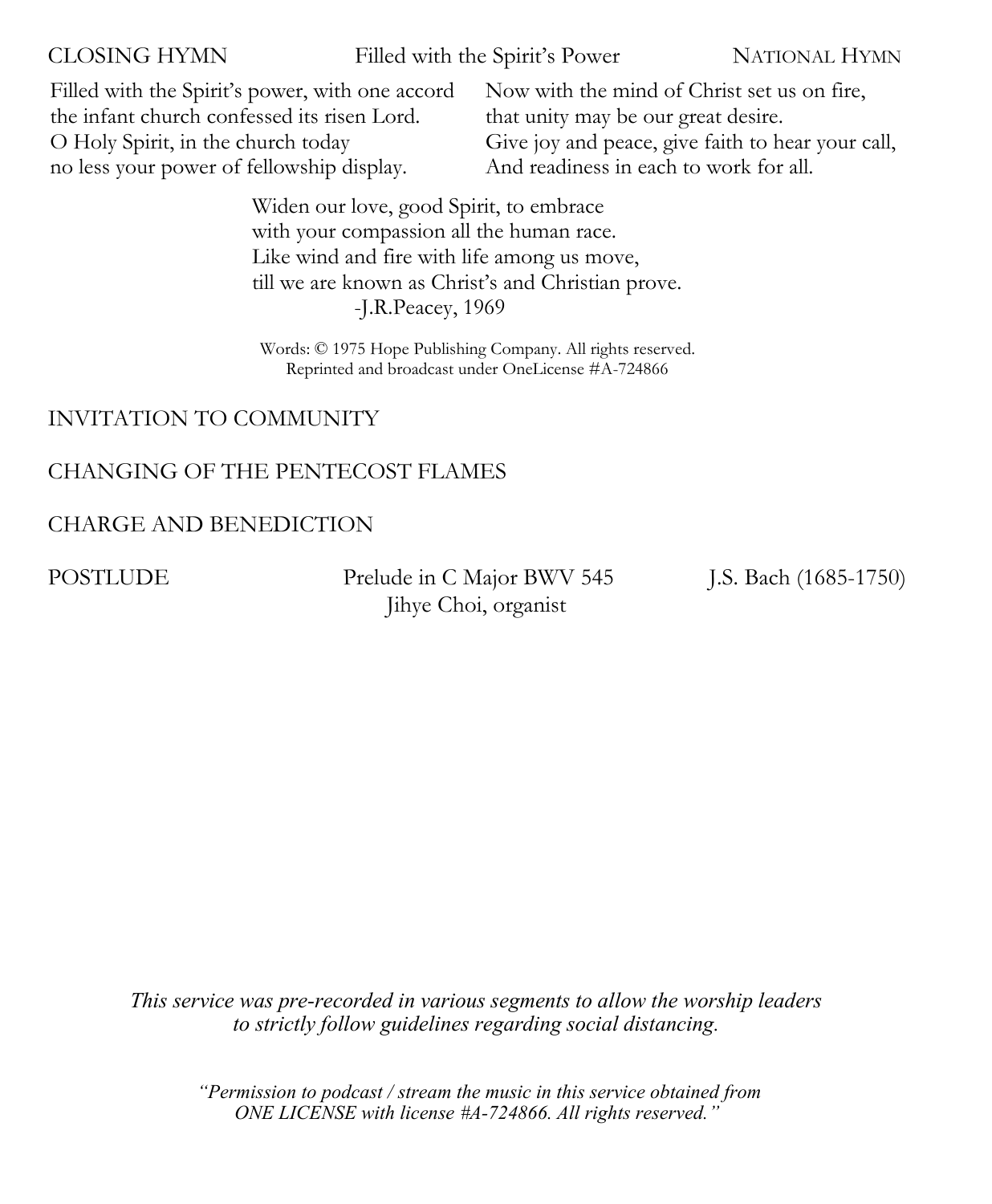CLOSING HYMN — Filled with the Spirit's Power — NATIONAL HYMN

Filled with the Spirit's power, with one accord
the infant church confessed its risen Lord.
O Holy Spirit, in the church today
no less your power of fellowship display.

Now with the mind of Christ set us on fire,
that unity may be our great desire.
Give joy and peace, give faith to hear your call,
And readiness in each to work for all.

Widen our love, good Spirit, to embrace
with your compassion all the human race.
Like wind and fire with life among us move,
till we are known as Christ's and Christian prove.
-J.R.Peacey, 1969

Words: © 1975 Hope Publishing Company. All rights reserved.
Reprinted and broadcast under OneLicense #A-724866

INVITATION TO COMMUNITY

CHANGING OF THE PENTECOST FLAMES

CHARGE AND BENEDICTION

POSTLUDE — Prelude in C Major BWV 545 — J.S. Bach (1685-1750)
Jihye Choi, organist

*This service was pre-recorded in various segments to allow the worship leaders to strictly follow guidelines regarding social distancing.*

*"Permission to podcast / stream the music in this service obtained from ONE LICENSE with license #A-724866. All rights reserved."*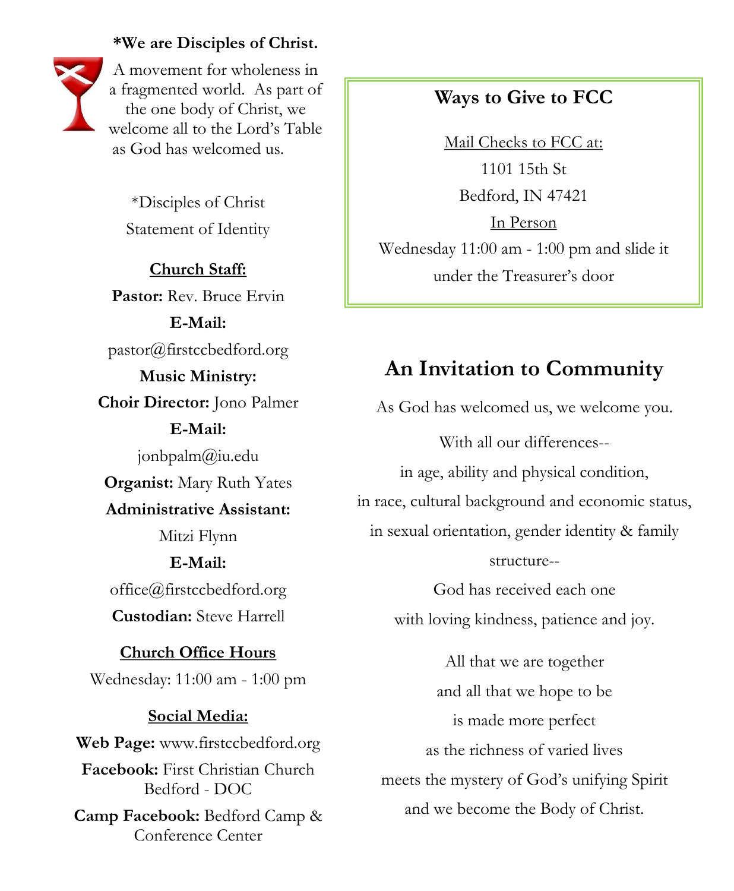**\*We are Disciples of Christ.**

A movement for wholeness in a fragmented world. As part of the one body of Christ, we welcome all to the Lord's Table as God has welcomed us.

\*Disciples of Christ Statement of Identity

**Church Staff:**

**Pastor:** Rev. Bruce Ervin

**E-Mail:** pastor@firstccbedford.org

**Music Ministry:**

**Choir Director:** Jono Palmer

**E-Mail:** jonbpalm@iu.edu

**Organist:** Mary Ruth Yates

**Administrative Assistant:** Mitzi Flynn

**E-Mail:** office@firstccbedford.org

**Custodian:** Steve Harrell

**Church Office Hours**

Wednesday: 11:00 am - 1:00 pm

**Social Media:**

**Web Page:** www.firstccbedford.org

**Facebook:** First Christian Church Bedford - DOC

**Camp Facebook:** Bedford Camp & Conference Center

## Ways to Give to FCC

Mail Checks to FCC at:
1101 15th St
Bedford, IN 47421

In Person
Wednesday 11:00 am - 1:00 pm and slide it under the Treasurer's door

## An Invitation to Community

As God has welcomed us, we welcome you.

With all our differences--
in age, ability and physical condition,
in race, cultural background and economic status,
in sexual orientation, gender identity & family structure--
God has received each one
with loving kindness, patience and joy.

All that we are together
and all that we hope to be
is made more perfect
as the richness of varied lives
meets the mystery of God's unifying Spirit
and we become the Body of Christ.